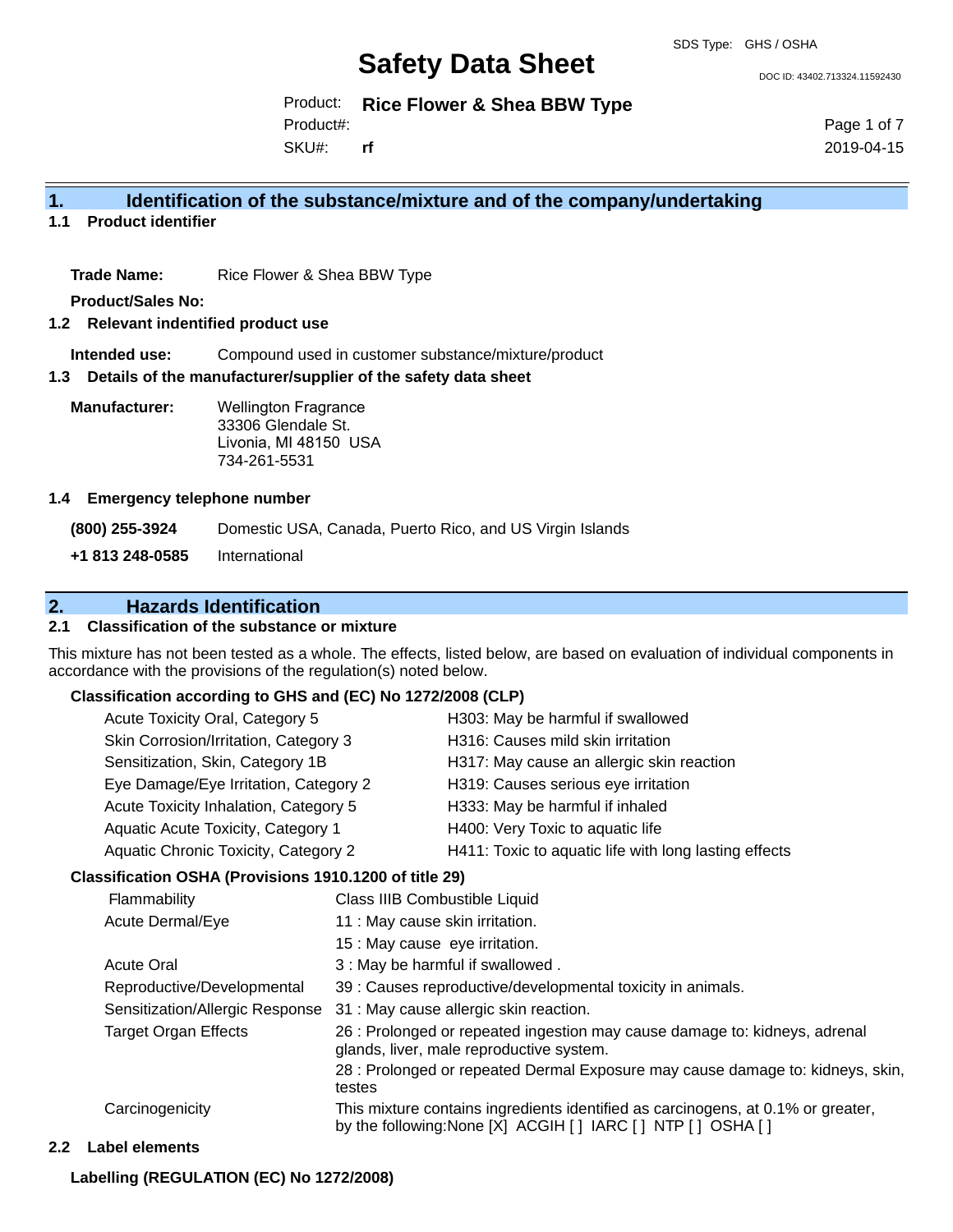SDS Type: GHS / OSHA

# Safety Data Sheet

DOC ID: 43402.713324.11592430

Product: **Rice Flower & Shea BBW Type**

Product#:

SKU#: **rf**

2019-04-15

## 1. Identification of the substance/mixture and of the company/undertaking

### 1.1 Product identifier

**Trade Name:** Rice Flower & Shea BBW Type

**Product/Sales No:**

### 1.2 Relevant indentified product use

**Intended use:** Compound used in customer substance/mixture/product

### 1.3 Details of the manufacturer/supplier of the safety data sheet

**Manufacturer:** Wellington Fragrance
33306 Glendale St.
Livonia, MI 48150 USA
734-261-5531

### 1.4 Emergency telephone number

**(800) 255-3924** Domestic USA, Canada, Puerto Rico, and US Virgin Islands

**+1 813 248-0585** International

## 2. Hazards Identification

### 2.1 Classification of the substance or mixture

This mixture has not been tested as a whole. The effects, listed below, are based on evaluation of individual components in accordance with the provisions of the regulation(s) noted below.

**Classification according to GHS and (EC) No 1272/2008 (CLP)**

| | |
|---|---|
| Acute Toxicity Oral, Category 5 | H303: May be harmful if swallowed |
| Skin Corrosion/Irritation, Category 3 | H316: Causes mild skin irritation |
| Sensitization, Skin, Category 1B | H317: May cause an allergic skin reaction |
| Eye Damage/Eye Irritation, Category 2 | H319: Causes serious eye irritation |
| Acute Toxicity Inhalation, Category 5 | H333: May be harmful if inhaled |
| Aquatic Acute Toxicity, Category 1 | H400: Very Toxic to aquatic life |
| Aquatic Chronic Toxicity, Category 2 | H411: Toxic to aquatic life with long lasting effects |

**Classification OSHA (Provisions 1910.1200 of title 29)**

| | |
|---|---|
| Flammability | Class IIIB Combustible Liquid |
| Acute Dermal/Eye | 11 : May cause skin irritation. |
| | 15 : May cause eye irritation. |
| Acute Oral | 3 : May be harmful if swallowed . |
| Reproductive/Developmental | 39 : Causes reproductive/developmental toxicity in animals. |
| Sensitization/Allergic Response | 31 : May cause allergic skin reaction. |
| Target Organ Effects | 26 : Prolonged or repeated ingestion may cause damage to: kidneys, adrenal glands, liver, male reproductive system. |
| | 28 : Prolonged or repeated Dermal Exposure may cause damage to: kidneys, skin, testes |
| Carcinogenicity | This mixture contains ingredients identified as carcinogens, at 0.1% or greater, by the following:None [X] ACGIH [ ] IARC [ ] NTP [ ] OSHA [ ] |

### 2.2 Label elements

**Labelling (REGULATION (EC) No 1272/2008)**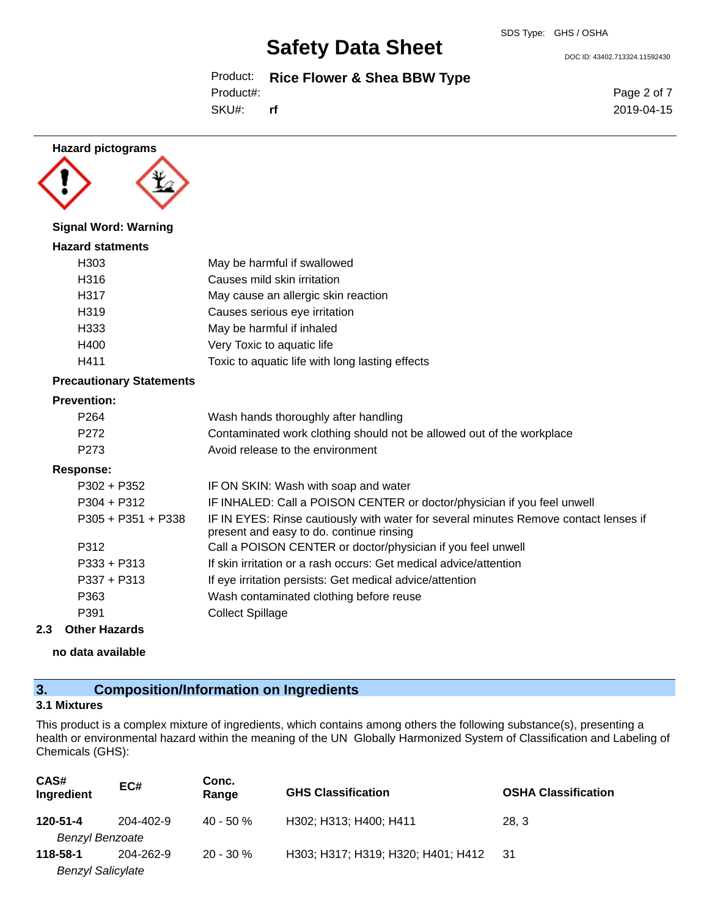**Hazard pictograms**

**Signal Word: Warning**

**Hazard statments**

| | |
|---|---|
| H303 | May be harmful if swallowed |
| H316 | Causes mild skin irritation |
| H317 | May cause an allergic skin reaction |
| H319 | Causes serious eye irritation |
| H333 | May be harmful if inhaled |
| H400 | Very Toxic to aquatic life |
| H411 | Toxic to aquatic life with long lasting effects |

**Precautionary Statements**

**Prevention:**

| | |
|---|---|
| P264 | Wash hands thoroughly after handling |
| P272 | Contaminated work clothing should not be allowed out of the workplace |
| P273 | Avoid release to the environment |

**Response:**

| | |
|---|---|
| P302 + P352 | IF ON SKIN: Wash with soap and water |
| P304 + P312 | IF INHALED: Call a POISON CENTER or doctor/physician if you feel unwell |
| P305 + P351 + P338 | IF IN EYES: Rinse cautiously with water for several minutes Remove contact lenses if present and easy to do. continue rinsing |
| P312 | Call a POISON CENTER or doctor/physician if you feel unwell |
| P333 + P313 | If skin irritation or a rash occurs: Get medical advice/attention |
| P337 + P313 | If eye irritation persists: Get medical advice/attention |
| P363 | Wash contaminated clothing before reuse |
| P391 | Collect Spillage |

### 2.3 Other Hazards

**no data available**

## 3. Composition/Information on Ingredients

### 3.1 Mixtures

This product is a complex mixture of ingredients, which contains among others the following substance(s), presenting a health or environmental hazard within the meaning of the UN Globally Harmonized System of Classification and Labeling of Chemicals (GHS):

| CAS# Ingredient | EC# | Conc. Range | GHS Classification | OSHA Classification |
|---|---|---|---|---|
| **120-51-4** *Benzyl Benzoate* | 204-402-9 | 40 - 50 % | H302; H313; H400; H411 | 28, 3 |
| **118-58-1** *Benzyl Salicylate* | 204-262-9 | 20 - 30 % | H303; H317; H319; H320; H401; H412 | 31 |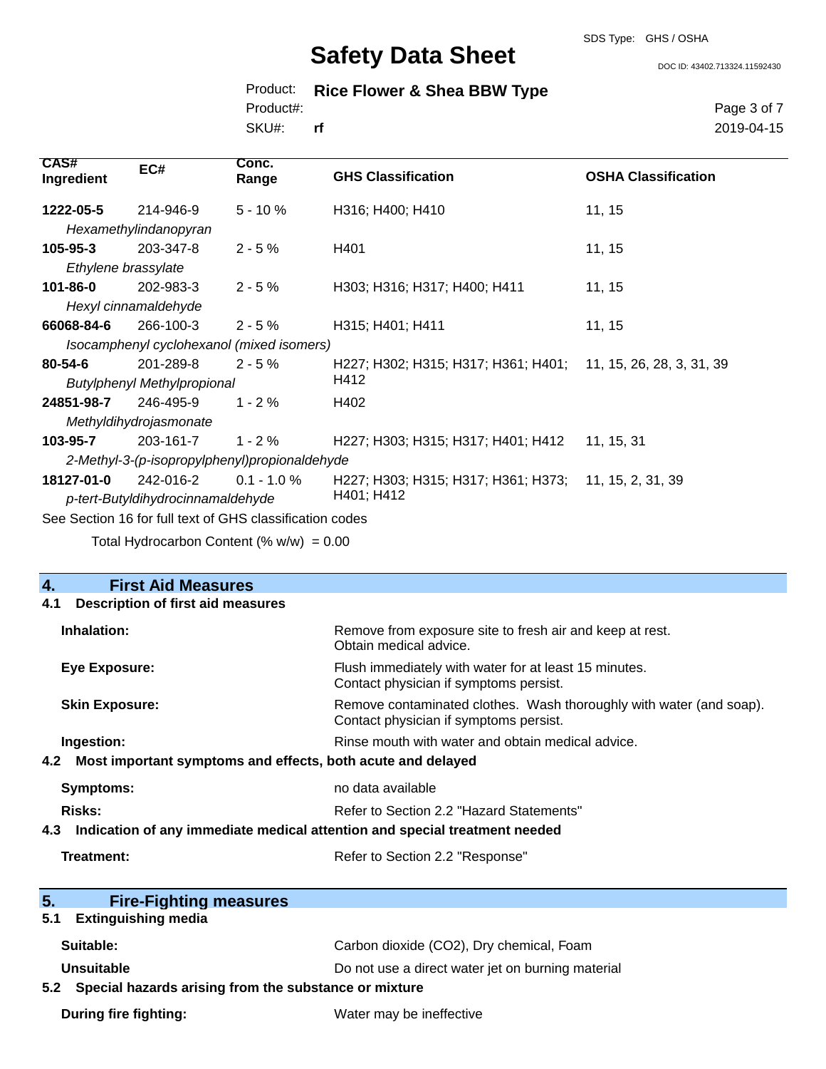| CAS# Ingredient | EC# | Conc. Range | GHS Classification | OSHA Classification |
|---|---|---|---|---|
| **1222-05-5** *Hexamethylindanopyran* | 214-946-9 | 5 - 10 % | H316; H400; H410 | 11, 15 |
| **105-95-3** *Ethylene brassylate* | 203-347-8 | 2 - 5 % | H401 | 11, 15 |
| **101-86-0** *Hexyl cinnamaldehyde* | 202-983-3 | 2 - 5 % | H303; H316; H317; H400; H411 | 11, 15 |
| **66068-84-6** *Isocamphenyl cyclohexanol (mixed isomers)* | 266-100-3 | 2 - 5 % | H315; H401; H411 | 11, 15 |
| **80-54-6** *Butylphenyl Methylpropional* | 201-289-8 | 2 - 5 % | H227; H302; H315; H317; H361; H401; H412 | 11, 15, 26, 28, 3, 31, 39 |
| **24851-98-7** *Methyldihydrojasmonate* | 246-495-9 | 1 - 2 % | H402 | |
| **103-95-7** *2-Methyl-3-(p-isopropylphenyl)propionaldehyde* | 203-161-7 | 1 - 2 % | H227; H303; H315; H317; H401; H412 | 11, 15, 31 |
| **18127-01-0** *p-tert-Butyldihydrocinnamaldehyde* | 242-016-2 | 0.1 - 1.0 % | H227; H303; H315; H317; H361; H373; H401; H412 | 11, 15, 2, 31, 39 |

See Section 16 for full text of GHS classification codes

Total Hydrocarbon Content (% w/w) = 0.00

## 4. First Aid Measures

### 4.1 Description of first aid measures

**Inhalation:** Remove from exposure site to fresh air and keep at rest. Obtain medical advice.

**Eye Exposure:** Flush immediately with water for at least 15 minutes. Contact physician if symptoms persist.

**Skin Exposure:** Remove contaminated clothes. Wash thoroughly with water (and soap). Contact physician if symptoms persist.

**Ingestion:** Rinse mouth with water and obtain medical advice.

### 4.2 Most important symptoms and effects, both acute and delayed

**Symptoms:** no data available

**Risks:** Refer to Section 2.2 "Hazard Statements"

### 4.3 Indication of any immediate medical attention and special treatment needed

**Treatment:** Refer to Section 2.2 "Response"

## 5. Fire-Fighting measures

### 5.1 Extinguishing media

**Suitable:** Carbon dioxide ($CO_2$), Dry chemical, Foam

**Unsuitable** Do not use a direct water jet on burning material

### 5.2 Special hazards arising from the substance or mixture

**During fire fighting:** Water may be ineffective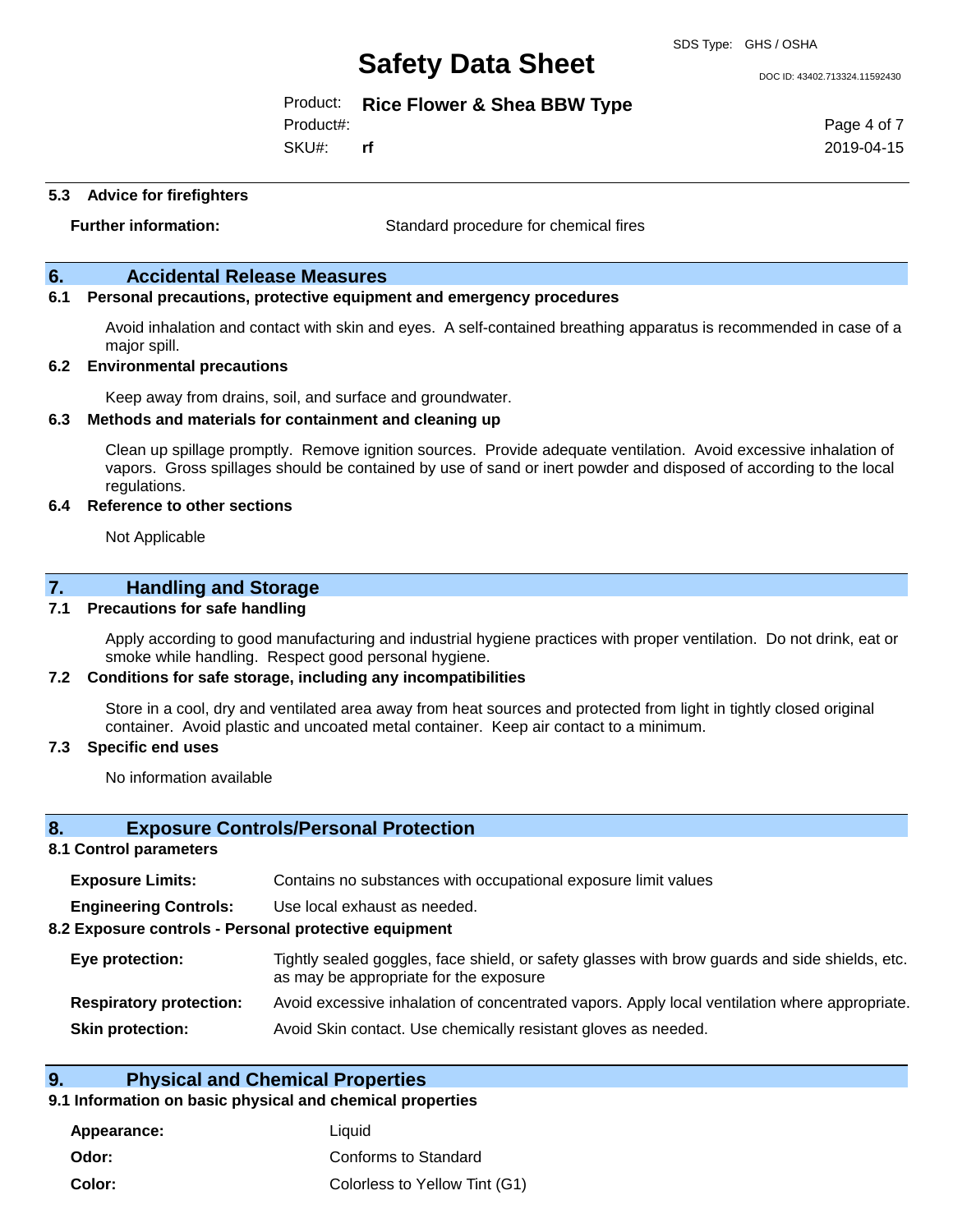### 5.3 Advice for firefighters

**Further information:** Standard procedure for chemical fires

## 6. Accidental Release Measures

### 6.1 Personal precautions, protective equipment and emergency procedures

Avoid inhalation and contact with skin and eyes. A self-contained breathing apparatus is recommended in case of a major spill.

### 6.2 Environmental precautions

Keep away from drains, soil, and surface and groundwater.

### 6.3 Methods and materials for containment and cleaning up

Clean up spillage promptly. Remove ignition sources. Provide adequate ventilation. Avoid excessive inhalation of vapors. Gross spillages should be contained by use of sand or inert powder and disposed of according to the local regulations.

### 6.4 Reference to other sections

Not Applicable

## 7. Handling and Storage

### 7.1 Precautions for safe handling

Apply according to good manufacturing and industrial hygiene practices with proper ventilation. Do not drink, eat or smoke while handling. Respect good personal hygiene.

### 7.2 Conditions for safe storage, including any incompatibilities

Store in a cool, dry and ventilated area away from heat sources and protected from light in tightly closed original container. Avoid plastic and uncoated metal container. Keep air contact to a minimum.

### 7.3 Specific end uses

No information available

## 8. Exposure Controls/Personal Protection

### 8.1 Control parameters

**Exposure Limits:** Contains no substances with occupational exposure limit values

**Engineering Controls:** Use local exhaust as needed.

### 8.2 Exposure controls - Personal protective equipment

**Eye protection:** Tightly sealed goggles, face shield, or safety glasses with brow guards and side shields, etc. as may be appropriate for the exposure

**Respiratory protection:** Avoid excessive inhalation of concentrated vapors. Apply local ventilation where appropriate.

**Skin protection:** Avoid Skin contact. Use chemically resistant gloves as needed.

## 9. Physical and Chemical Properties

### 9.1 Information on basic physical and chemical properties

**Appearance:** Liquid

**Odor:** Conforms to Standard

**Color:** Colorless to Yellow Tint (G1)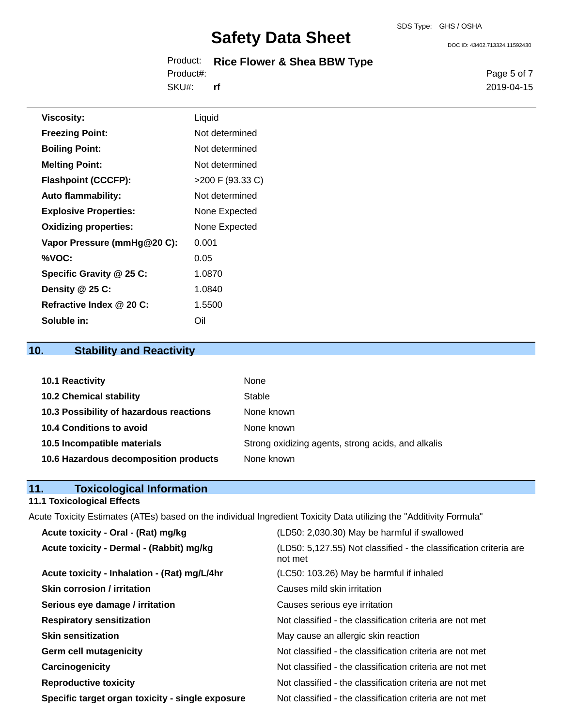| | |
|---|---|
| **Viscosity:** | Liquid |
| **Freezing Point:** | Not determined |
| **Boiling Point:** | Not determined |
| **Melting Point:** | Not determined |
| **Flashpoint (CCCFP):** | >200 F (93.33 C) |
| **Auto flammability:** | Not determined |
| **Explosive Properties:** | None Expected |
| **Oxidizing properties:** | None Expected |
| **Vapor Pressure (mmHg@20 C):** | 0.001 |
| **%VOC:** | 0.05 |
| **Specific Gravity @ 25 C:** | 1.0870 |
| **Density @ 25 C:** | 1.0840 |
| **Refractive Index @ 20 C:** | 1.5500 |
| **Soluble in:** | Oil |

## 10. Stability and Reactivity

| | |
|---|---|
| **10.1 Reactivity** | None |
| **10.2 Chemical stability** | Stable |
| **10.3 Possibility of hazardous reactions** | None known |
| **10.4 Conditions to avoid** | None known |
| **10.5 Incompatible materials** | Strong oxidizing agents, strong acids, and alkalis |
| **10.6 Hazardous decomposition products** | None known |

## 11. Toxicological Information

### 11.1 Toxicological Effects

Acute Toxicity Estimates (ATEs) based on the individual Ingredient Toxicity Data utilizing the "Additivity Formula"

| | |
|---|---|
| **Acute toxicity - Oral - (Rat) mg/kg** | (LD50: 2,030.30) May be harmful if swallowed |
| **Acute toxicity - Dermal - (Rabbit) mg/kg** | (LD50: 5,127.55) Not classified - the classification criteria are not met |
| **Acute toxicity - Inhalation - (Rat) mg/L/4hr** | (LC50: 103.26) May be harmful if inhaled |
| **Skin corrosion / irritation** | Causes mild skin irritation |
| **Serious eye damage / irritation** | Causes serious eye irritation |
| **Respiratory sensitization** | Not classified - the classification criteria are not met |
| **Skin sensitization** | May cause an allergic skin reaction |
| **Germ cell mutagenicity** | Not classified - the classification criteria are not met |
| **Carcinogenicity** | Not classified - the classification criteria are not met |
| **Reproductive toxicity** | Not classified - the classification criteria are not met |
| **Specific target organ toxicity - single exposure** | Not classified - the classification criteria are not met |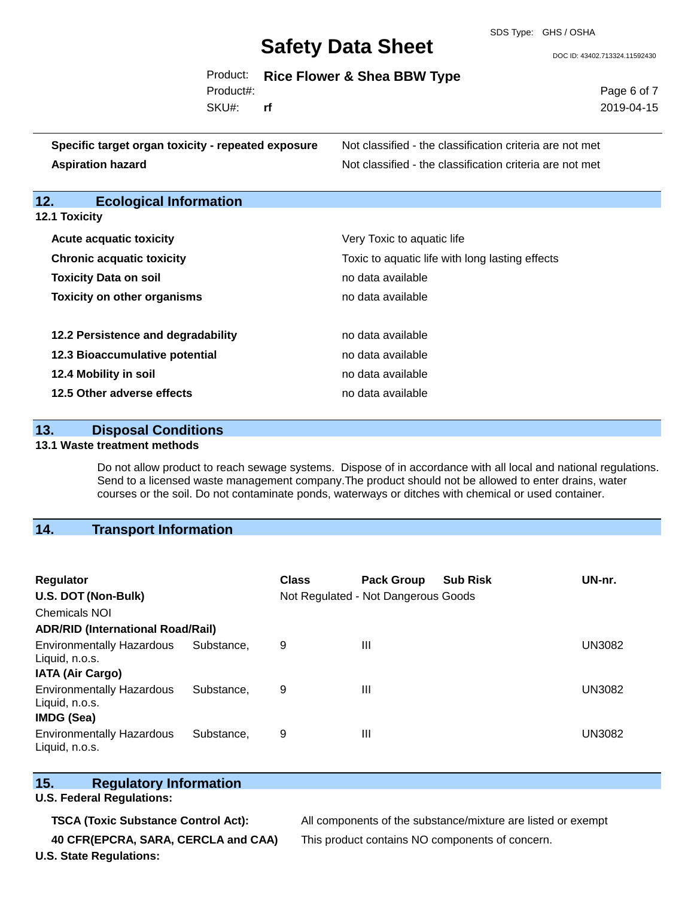| | |
|---|---|
| **Specific target organ toxicity - repeated exposure** | Not classified - the classification criteria are not met |
| **Aspiration hazard** | Not classified - the classification criteria are not met |

## 12. Ecological Information

### 12.1 Toxicity

| | |
|---|---|
| **Acute acquatic toxicity** | Very Toxic to aquatic life |
| **Chronic acquatic toxicity** | Toxic to aquatic life with long lasting effects |
| **Toxicity Data on soil** | no data available |
| **Toxicity on other organisms** | no data available |

| | |
|---|---|
| **12.2 Persistence and degradability** | no data available |
| **12.3 Bioaccumulative potential** | no data available |
| **12.4 Mobility in soil** | no data available |
| **12.5 Other adverse effects** | no data available |

## 13. Disposal Conditions

### 13.1 Waste treatment methods

Do not allow product to reach sewage systems. Dispose of in accordance with all local and national regulations. Send to a licensed waste management company.The product should not be allowed to enter drains, water courses or the soil. Do not contaminate ponds, waterways or ditches with chemical or used container.

## 14. Transport Information

| Regulator | Class | Pack Group | Sub Risk | UN-nr. |
|---|---|---|---|---|
| **U.S. DOT (Non-Bulk)** | Not Regulated - Not Dangerous Goods | | | |
| Chemicals NOI | | | | |
| **ADR/RID (International Road/Rail)** | | | | |
| Environmentally Hazardous Substance, Liquid, n.o.s. | 9 | III | | UN3082 |
| **IATA (Air Cargo)** | | | | |
| Environmentally Hazardous Substance, Liquid, n.o.s. | 9 | III | | UN3082 |
| **IMDG (Sea)** | | | | |
| Environmentally Hazardous Substance, Liquid, n.o.s. | 9 | III | | UN3082 |

## 15. Regulatory Information

**U.S. Federal Regulations:**

| | |
|---|---|
| **TSCA (Toxic Substance Control Act):** | All components of the substance/mixture are listed or exempt |
| **40 CFR(EPCRA, SARA, CERCLA and CAA)** | This product contains NO components of concern. |

**U.S. State Regulations:**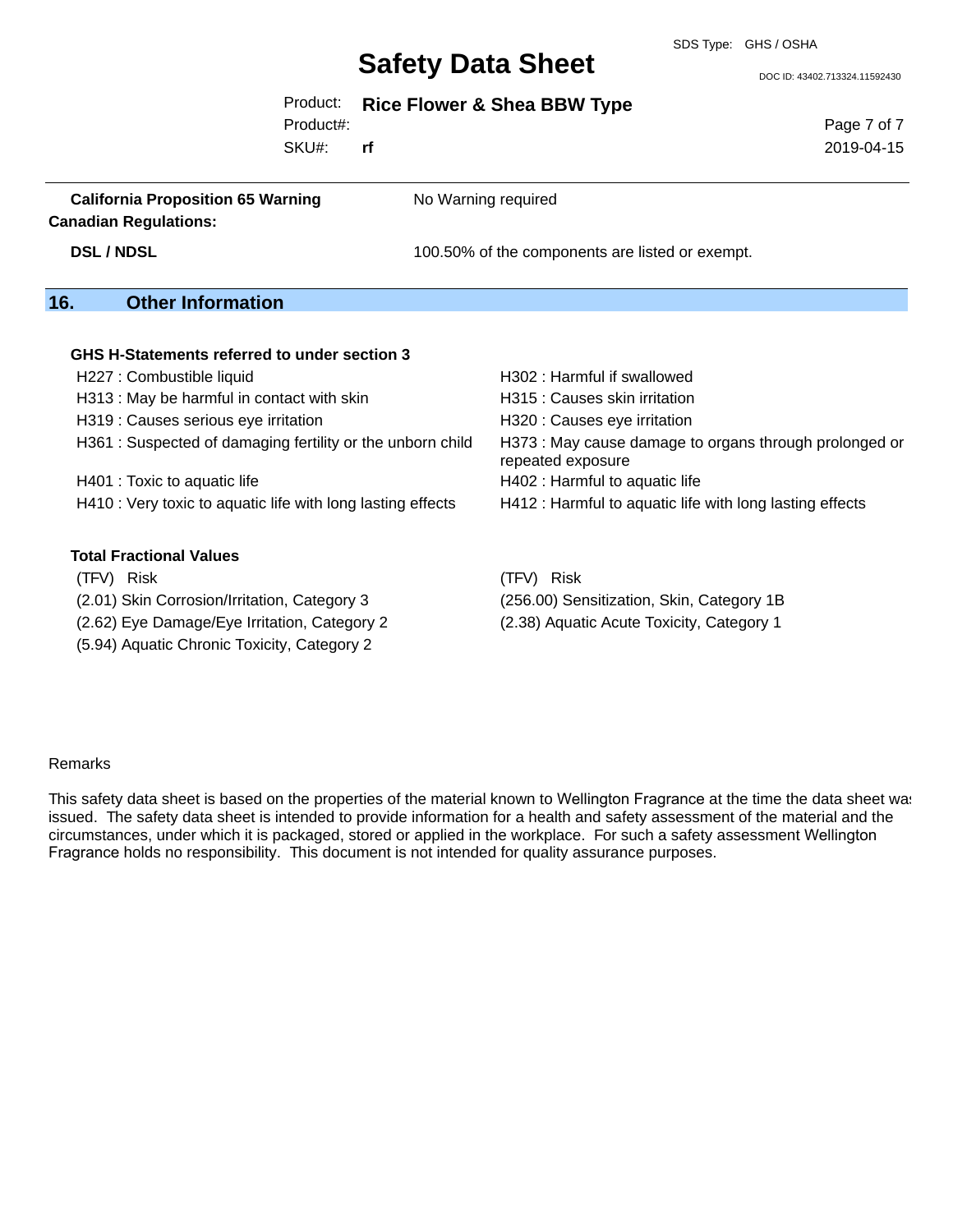| | |
|---|---|
| **California Proposition 65 Warning** | No Warning required |

**Canadian Regulations:**

| | |
|---|---|
| **DSL / NDSL** | 100.50% of the components are listed or exempt. |

## 16. Other Information

**GHS H-Statements referred to under section 3**

H227 : Combustible liquid
H302 : Harmful if swallowed
H313 : May be harmful in contact with skin
H315 : Causes skin irritation
H319 : Causes serious eye irritation
H320 : Causes eye irritation
H361 : Suspected of damaging fertility or the unborn child
H373 : May cause damage to organs through prolonged or repeated exposure
H401 : Toxic to aquatic life
H402 : Harmful to aquatic life
H410 : Very toxic to aquatic life with long lasting effects
H412 : Harmful to aquatic life with long lasting effects

**Total Fractional Values**

(TFV) Risk
(2.01) Skin Corrosion/Irritation, Category 3
(2.62) Eye Damage/Eye Irritation, Category 2
(5.94) Aquatic Chronic Toxicity, Category 2

(TFV) Risk
(256.00) Sensitization, Skin, Category 1B
(2.38) Aquatic Acute Toxicity, Category 1

Remarks

This safety data sheet is based on the properties of the material known to Wellington Fragrance at the time the data sheet was issued. The safety data sheet is intended to provide information for a health and safety assessment of the material and the circumstances, under which it is packaged, stored or applied in the workplace. For such a safety assessment Wellington Fragrance holds no responsibility. This document is not intended for quality assurance purposes.